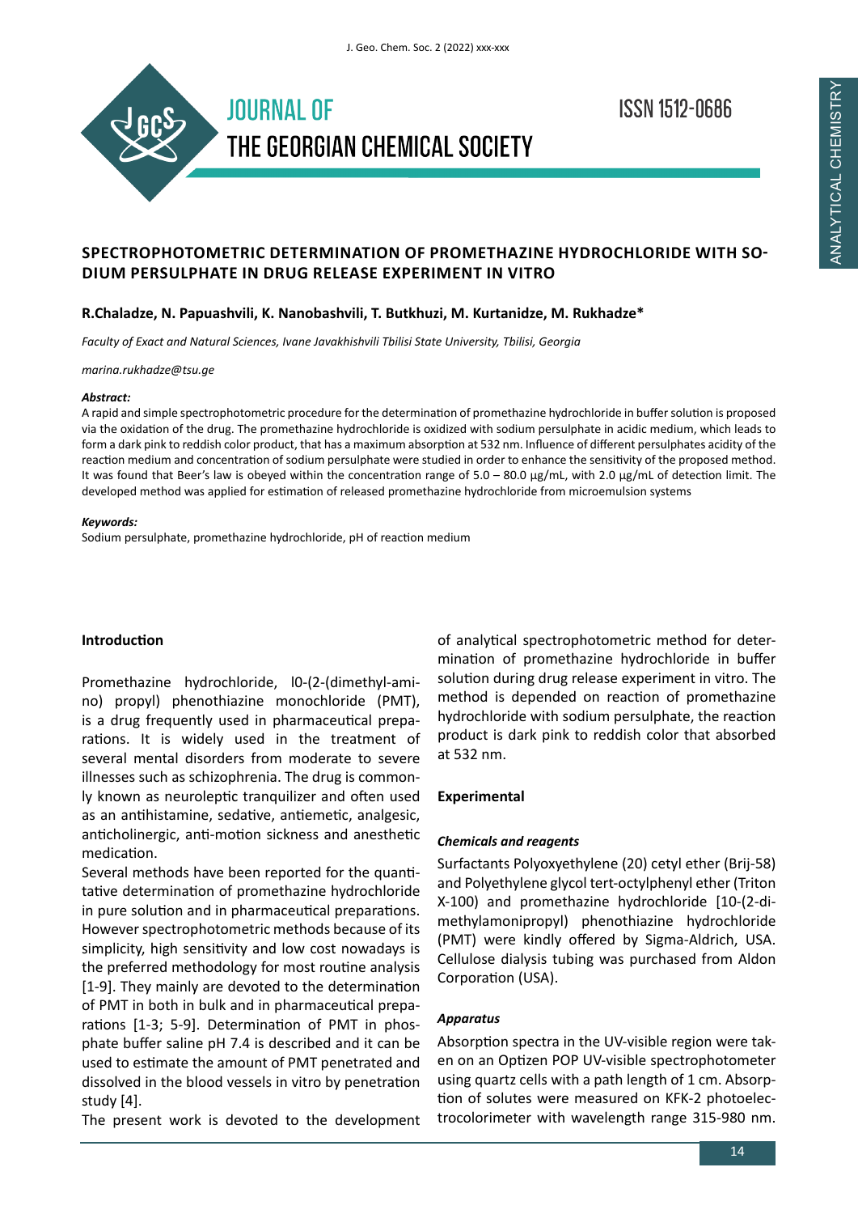# JOURNAL OF THE GEORGIAN CHEMICAL SOCIETY

ISSN 1512-0686

ANALYTICAL CHEMISTRY

## SPECTROPHOTOMETRIC DETERMINATION OF PROMETHAZINE HYDROCHLORIDE WITH SODIUM PERSULPHATE IN DRUG RELEASE EXPERIMENT IN VITRO

**R.Chaladze, N. Papuashvili, K. Nanobashvili, T. Butkhuzi, M. Kurtanidze, M. Rukhadze***

*Faculty of Exact and Natural Sciences, Ivane Javakhishvili Tbilisi State University, Tbilisi, Georgia*

*marina.rukhadze@tsu.ge*

***Abstract:***

A rapid and simple spectrophotometric procedure for the determination of promethazine hydrochloride in buffer solution is proposed via the oxidation of the drug. The promethazine hydrochloride is oxidized with sodium persulphate in acidic medium, which leads to form a dark pink to reddish color product, that has a maximum absorption at 532 nm. Influence of different persulphates acidity of the reaction medium and concentration of sodium persulphate were studied in order to enhance the sensitivity of the proposed method. It was found that Beer's law is obeyed within the concentration range of 5.0 – 80.0 µg/mL, with 2.0 µg/mL of detection limit. The developed method was applied for estimation of released promethazine hydrochloride from microemulsion systems

***Keywords:***

Sodium persulphate, promethazine hydrochloride, pH of reaction medium

### Introduction

Promethazine hydrochloride, l0-(2-(dimethyl-amino) propyl) phenothiazine monochloride (PMT), is a drug frequently used in pharmaceutical preparations. It is widely used in the treatment of several mental disorders from moderate to severe illnesses such as schizophrenia. The drug is commonly known as neuroleptic tranquilizer and often used as an antihistamine, sedative, antiemetic, analgesic, anticholinergic, anti-motion sickness and anesthetic medication.

Several methods have been reported for the quantitative determination of promethazine hydrochloride in pure solution and in pharmaceutical preparations. However spectrophotometric methods because of its simplicity, high sensitivity and low cost nowadays is the preferred methodology for most routine analysis [1-9]. They mainly are devoted to the determination of PMT in both in bulk and in pharmaceutical preparations [1-3; 5-9]. Determination of PMT in phosphate buffer saline pH 7.4 is described and it can be used to estimate the amount of PMT penetrated and dissolved in the blood vessels in vitro by penetration study [4].

The present work is devoted to the development of analytical spectrophotometric method for determination of promethazine hydrochloride in buffer solution during drug release experiment in vitro. The method is depended on reaction of promethazine hydrochloride with sodium persulphate, the reaction product is dark pink to reddish color that absorbed at 532 nm.

### Experimental

#### *Chemicals and reagents*

Surfactants Polyoxyethylene (20) cetyl ether (Brij-58) and Polyethylene glycol tert-octylphenyl ether (Triton X-100) and promethazine hydrochloride [10-(2-dimethylamonipropyl) phenothiazine hydrochloride (PMT) were kindly offered by Sigma-Aldrich, USA. Cellulose dialysis tubing was purchased from Aldon Corporation (USA).

#### *Apparatus*

Absorption spectra in the UV-visible region were taken on an Optizen POP UV-visible spectrophotometer using quartz cells with a path length of 1 cm. Absorption of solutes were measured on KFK-2 photoelectrocolorimeter with wavelength range 315-980 nm.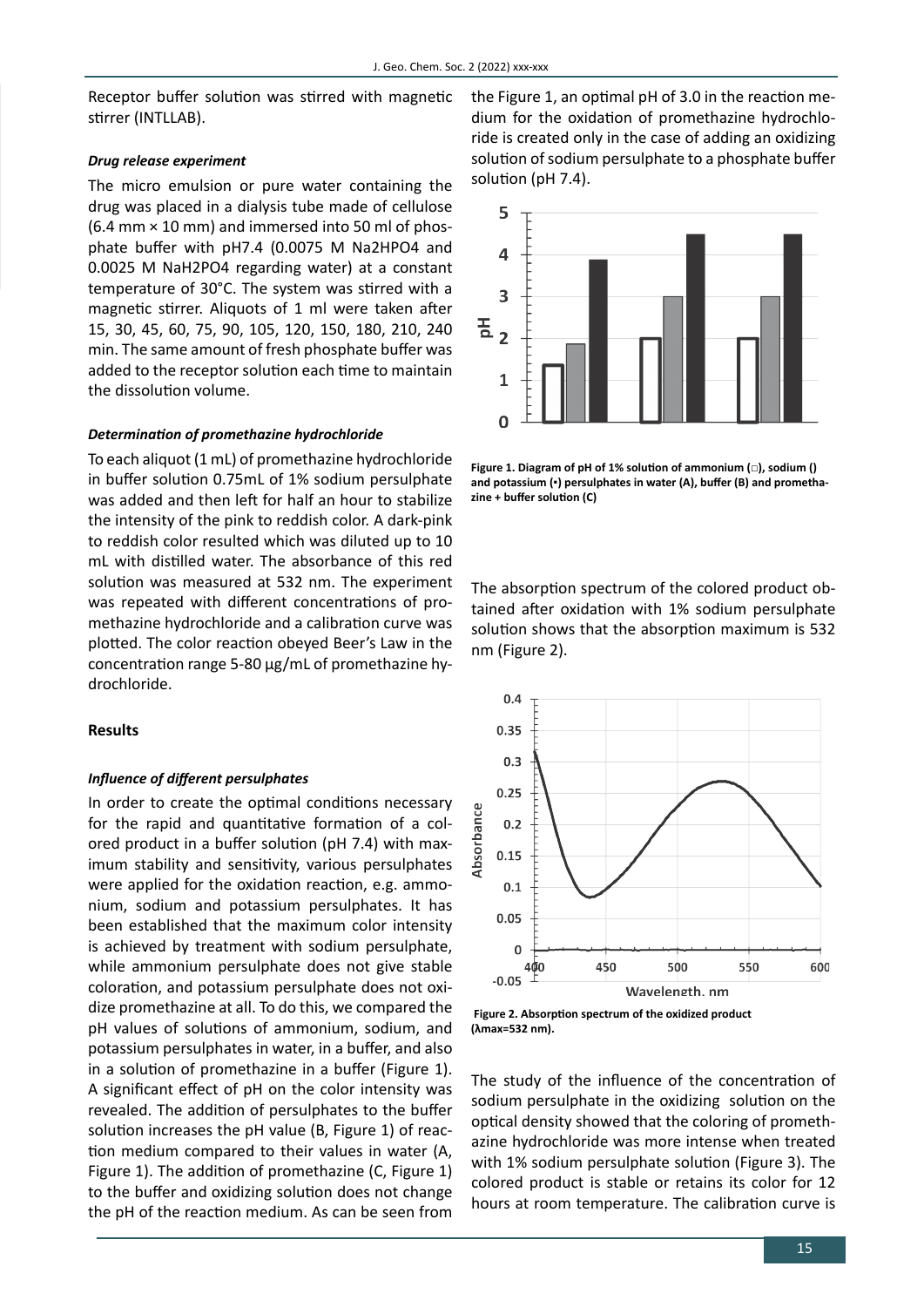Receptor buffer solution was stirred with magnetic stirrer (INTLLAB).

***Drug release experiment***

The micro emulsion or pure water containing the drug was placed in a dialysis tube made of cellulose (6.4 mm × 10 mm) and immersed into 50 ml of phosphate buffer with pH7.4 (0.0075 M $Na_2HPO_4$ and 0.0025 M $NaH_2PO_4$ regarding water) at a constant temperature of 30°C. The system was stirred with a magnetic stirrer. Aliquots of 1 ml were taken after 15, 30, 45, 60, 75, 90, 105, 120, 150, 180, 210, 240 min. The same amount of fresh phosphate buffer was added to the receptor solution each time to maintain the dissolution volume.

***Determination of promethazine hydrochloride***

To each aliquot (1 mL) of promethazine hydrochloride in buffer solution 0.75mL of 1% sodium persulphate was added and then left for half an hour to stabilize the intensity of the pink to reddish color. A dark-pink to reddish color resulted which was diluted up to 10 mL with distilled water. The absorbance of this red solution was measured at 532 nm. The experiment was repeated with different concentrations of promethazine hydrochloride and a calibration curve was plotted. The color reaction obeyed Beer's Law in the concentration range 5-80 μg/mL of promethazine hydrochloride.

## Results

***Influence of different persulphates***

In order to create the optimal conditions necessary for the rapid and quantitative formation of a colored product in a buffer solution (pH 7.4) with maximum stability and sensitivity, various persulphates were applied for the oxidation reaction, e.g. ammonium, sodium and potassium persulphates. It has been established that the maximum color intensity is achieved by treatment with sodium persulphate, while ammonium persulphate does not give stable coloration, and potassium persulphate does not oxidize promethazine at all. To do this, we compared the pH values of solutions of ammonium, sodium, and potassium persulphates in water, in a buffer, and also in a solution of promethazine in a buffer (Figure 1). A significant effect of pH on the color intensity was revealed. The addition of persulphates to the buffer solution increases the pH value (B, Figure 1) of reaction medium compared to their values in water (A, Figure 1). The addition of promethazine (C, Figure 1) to the buffer and oxidizing solution does not change the pH of the reaction medium. As can be seen from the Figure 1, an optimal pH of 3.0 in the reaction medium for the oxidation of promethazine hydrochloride is created only in the case of adding an oxidizing solution of sodium persulphate to a phosphate buffer solution (pH 7.4).

pH
5
4
3
2
1
0

**Figure 1. Diagram of pH of 1% solution of ammonium (□), sodium () and potassium (▪) persulphates in water (A), buffer (B) and promethazine + buffer solution (C)**

The absorption spectrum of the colored product obtained after oxidation with 1% sodium persulphate solution shows that the absorption maximum is 532 nm (Figure 2).

Absorbance
0.4
0.35
0.3
0.25
0.2
0.15
0.1
0.05
0
-0.05
400
450
500
550
600
Wavelength, nm

**Figure 2. Absorption spectrum of the oxidized product (λmax=532 nm).**

The study of the influence of the concentration of sodium persulphate in the oxidizing solution on the optical density showed that the coloring of promethazine hydrochloride was more intense when treated with 1% sodium persulphate solution (Figure 3). The colored product is stable or retains its color for 12 hours at room temperature. The calibration curve is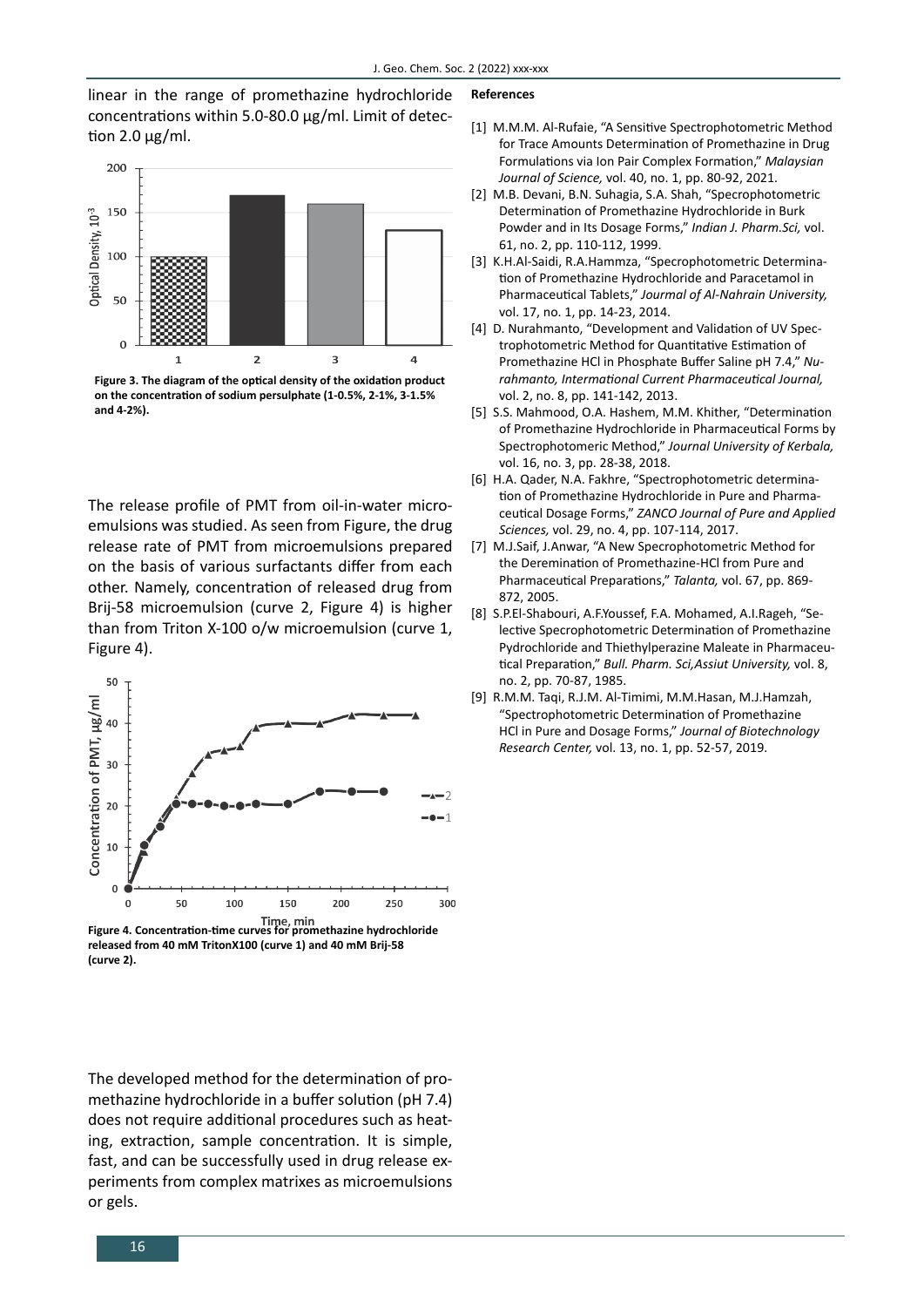linear in the range of promethazine hydrochloride concentrations within 5.0-80.0 μg/ml. Limit of detection 2.0 μg/ml.

Optical Density, $10^{-3}$
200
150
100
50
0
1
2
3
4

**Figure 3. The diagram of the optical density of the oxidation product on the concentration of sodium persulphate (1-0.5%, 2-1%, 3-1.5% and 4-2%).**

The release profile of PMT from oil-in-water microemulsions was studied. As seen from Figure, the drug release rate of PMT from microemulsions prepared on the basis of various surfactants differ from each other. Namely, concentration of released drug from Brij-58 microemulsion (curve 2, Figure 4) is higher than from Triton X-100 o/w microemulsion (curve 1, Figure 4).

Concentration of PMT, μg/ml
50
40
30
20
10
0
0
50
100
150
200
250
300
Time, min
2
1

**Figure 4. Concentration-time curves for promethazine hydrochloride released from 40 mM TritonX100 (curve 1) and 40 mM Brij-58 (curve 2).**

The developed method for the determination of promethazine hydrochloride in a buffer solution (pH 7.4) does not require additional procedures such as heating, extraction, sample concentration. It is simple, fast, and can be successfully used in drug release experiments from complex matrixes as microemulsions or gels.

## References

[1] M.M.M. Al-Rufaie, "A Sensitive Spectrophotometric Method for Trace Amounts Determination of Promethazine in Drug Formulations via Ion Pair Complex Formation," *Malaysian Journal of Science,* vol. 40, no. 1, pp. 80-92, 2021.

[2] M.B. Devani, B.N. Suhagia, S.A. Shah, "Specrophotometric Determination of Promethazine Hydrochloride in Burk Powder and in Its Dosage Forms," *Indian J. Pharm.Sci,* vol. 61, no. 2, pp. 110-112, 1999.

[3] K.H.Al-Saidi, R.A.Hammza, "Specrophotometric Determination of Promethazine Hydrochloride and Paracetamol in Pharmaceutical Tablets," *Jourmal of Al-Nahrain University,* vol. 17, no. 1, pp. 14-23, 2014.

[4] D. Nurahmanto, "Development and Validation of UV Spectrophotometric Method for Quantitative Estimation of Promethazine HCl in Phosphate Buffer Saline pH 7.4," *Nurahmanto, International Current Pharmaceutical Journal,* vol. 2, no. 8, pp. 141-142, 2013.

[5] S.S. Mahmood, O.A. Hashem, M.M. Khither, "Determination of Promethazine Hydrochloride in Pharmaceutical Forms by Spectrophotomeric Method," *Journal University of Kerbala,* vol. 16, no. 3, pp. 28-38, 2018.

[6] H.A. Qader, N.A. Fakhre, "Spectrophotometric determination of Promethazine Hydrochloride in Pure and Pharmaceutical Dosage Forms," *ZANCO Journal of Pure and Applied Sciences,* vol. 29, no. 4, pp. 107-114, 2017.

[7] M.J.Saif, J.Anwar, "A New Specrophotometric Method for the Deremination of Promethazine-HCl from Pure and Pharmaceutical Preparations," *Talanta,* vol. 67, pp. 869-872, 2005.

[8] S.P.El-Shabouri, A.F.Youssef, F.A. Mohamed, A.I.Rageh, "Selective Specrophotometric Determination of Promethazine Pydrochloride and Thiethylperazine Maleate in Pharmaceutical Preparation," *Bull. Pharm. Sci,Assiut University,* vol. 8, no. 2, pp. 70-87, 1985.

[9] R.M.M. Taqi, R.J.M. Al-Timimi, M.M.Hasan, M.J.Hamzah, "Spectrophotometric Determination of Promethazine HCl in Pure and Dosage Forms," *Journal of Biotechnology Research Center,* vol. 13, no. 1, pp. 52-57, 2019.